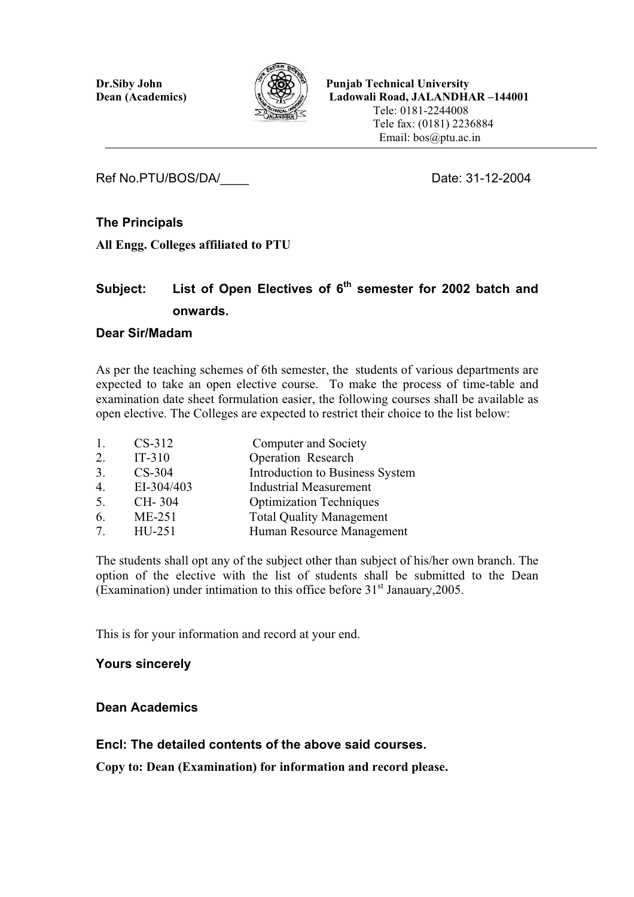**Dr.Siby John**
**Dean (Academics)**

**Punjab Technical University**
**Ladowali Road, JALANDHAR –144001**
Tele: 0181-2244008
Tele fax: (0181) 2236884
Email: bos@ptu.ac.in

---

Ref No.PTU/BOS/DA/____ Date: 31-12-2004

**The Principals**

**All Engg. Colleges affiliated to PTU**

**Subject: List of Open Electives of 6th semester for 2002 batch and onwards.**

**Dear Sir/Madam**

As per the teaching schemes of 6th semester, the students of various departments are expected to take an open elective course. To make the process of time-table and examination date sheet formulation easier, the following courses shall be available as open elective. The Colleges are expected to restrict their choice to the list below:

| | | |
|---|---|---|
| 1. | CS-312 | Computer and Society |
| 2. | IT-310 | Operation Research |
| 3. | CS-304 | Introduction to Business System |
| 4. | EI-304/403 | Industrial Measurement |
| 5. | CH- 304 | Optimization Techniques |
| 6. | ME-251 | Total Quality Management |
| 7. | HU-251 | Human Resource Management |

The students shall opt any of the subject other than subject of his/her own branch. The option of the elective with the list of students shall be submitted to the Dean (Examination) under intimation to this office before 31st Janauary,2005.

This is for your information and record at your end.

**Yours sincerely**

**Dean Academics**

**Encl: The detailed contents of the above said courses.**

**Copy to: Dean (Examination) for information and record please.**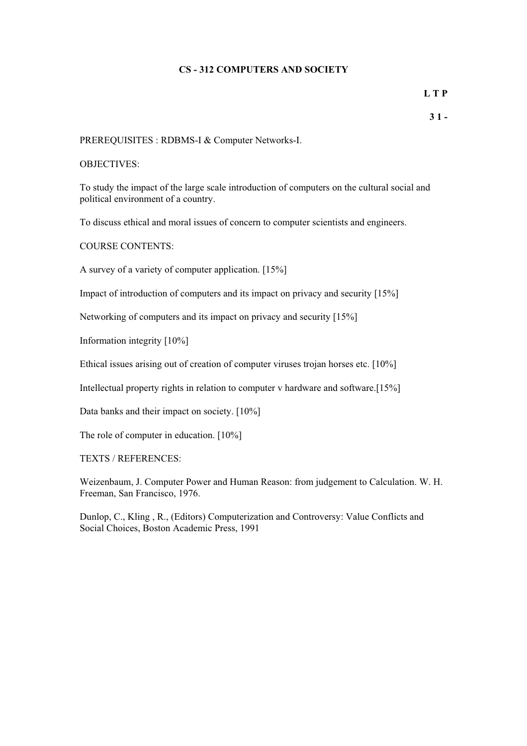# CS - 312 COMPUTERS AND SOCIETY

**L T P**

**3 1 -**

PREREQUISITES : RDBMS-I & Computer Networks-I.

OBJECTIVES:

To study the impact of the large scale introduction of computers on the cultural social and political environment of a country.

To discuss ethical and moral issues of concern to computer scientists and engineers.

COURSE CONTENTS:

A survey of a variety of computer application. [15%]

Impact of introduction of computers and its impact on privacy and security [15%]

Networking of computers and its impact on privacy and security [15%]

Information integrity [10%]

Ethical issues arising out of creation of computer viruses trojan horses etc. [10%]

Intellectual property rights in relation to computer v hardware and software.[15%]

Data banks and their impact on society. [10%]

The role of computer in education. [10%]

TEXTS / REFERENCES:

Weizenbaum, J. Computer Power and Human Reason: from judgement to Calculation. W. H. Freeman, San Francisco, 1976.

Dunlop, C., Kling , R., (Editors) Computerization and Controversy: Value Conflicts and Social Choices, Boston Academic Press, 1991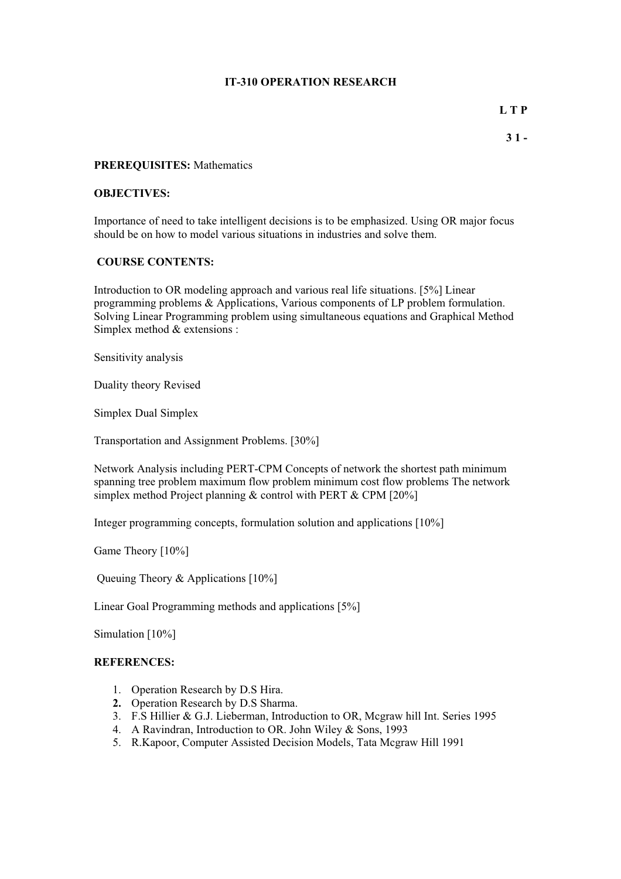# IT-310 OPERATION RESEARCH

**L T P**

**3 1 -**

**PREREQUISITES:** Mathematics

**OBJECTIVES:**

Importance of need to take intelligent decisions is to be emphasized. Using OR major focus should be on how to model various situations in industries and solve them.

**COURSE CONTENTS:**

Introduction to OR modeling approach and various real life situations. [5%] Linear programming problems & Applications, Various components of LP problem formulation. Solving Linear Programming problem using simultaneous equations and Graphical Method Simplex method & extensions :

Sensitivity analysis

Duality theory Revised

Simplex Dual Simplex

Transportation and Assignment Problems. [30%]

Network Analysis including PERT-CPM Concepts of network the shortest path minimum spanning tree problem maximum flow problem minimum cost flow problems The network simplex method Project planning & control with PERT & CPM [20%]

Integer programming concepts, formulation solution and applications [10%]

Game Theory [10%]

Queuing Theory & Applications [10%]

Linear Goal Programming methods and applications [5%]

Simulation [10%]

**REFERENCES:**

1. Operation Research by D.S Hira.
2. Operation Research by D.S Sharma.
3. F.S Hillier & G.J. Lieberman, Introduction to OR, Mcgraw hill Int. Series 1995
4. A Ravindran, Introduction to OR. John Wiley & Sons, 1993
5. R.Kapoor, Computer Assisted Decision Models, Tata Mcgraw Hill 1991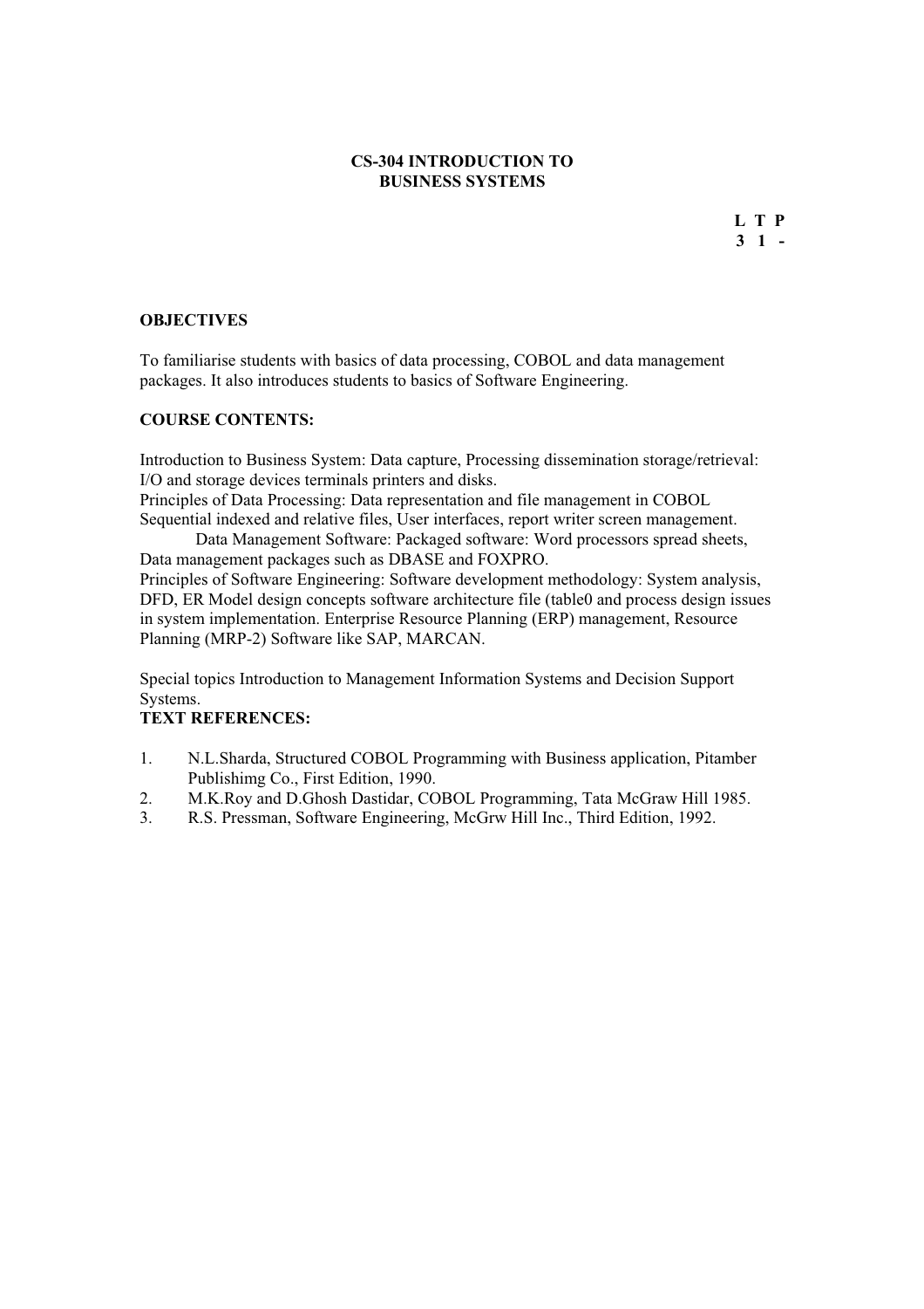# CS-304 INTRODUCTION TO BUSINESS SYSTEMS

| L | T | P |
|---|---|---|
| 3 | 1 | - |

**OBJECTIVES**

To familiarise students with basics of data processing, COBOL and data management packages. It also introduces students to basics of Software Engineering.

**COURSE CONTENTS:**

Introduction to Business System: Data capture, Processing dissemination storage/retrieval: I/O and storage devices terminals printers and disks.
Principles of Data Processing: Data representation and file management in COBOL Sequential indexed and relative files, User interfaces, report writer screen management.
Data Management Software: Packaged software: Word processors spread sheets, Data management packages such as DBASE and FOXPRO.
Principles of Software Engineering: Software development methodology: System analysis, DFD, ER Model design concepts software architecture file (table0 and process design issues in system implementation. Enterprise Resource Planning (ERP) management, Resource Planning (MRP-2) Software like SAP, MARCAN.

Special topics Introduction to Management Information Systems and Decision Support Systems.

**TEXT REFERENCES:**

1. N.L.Sharda, Structured COBOL Programming with Business application, Pitamber Publishimg Co., First Edition, 1990.
2. M.K.Roy and D.Ghosh Dastidar, COBOL Programming, Tata McGraw Hill 1985.
3. R.S. Pressman, Software Engineering, McGrw Hill Inc., Third Edition, 1992.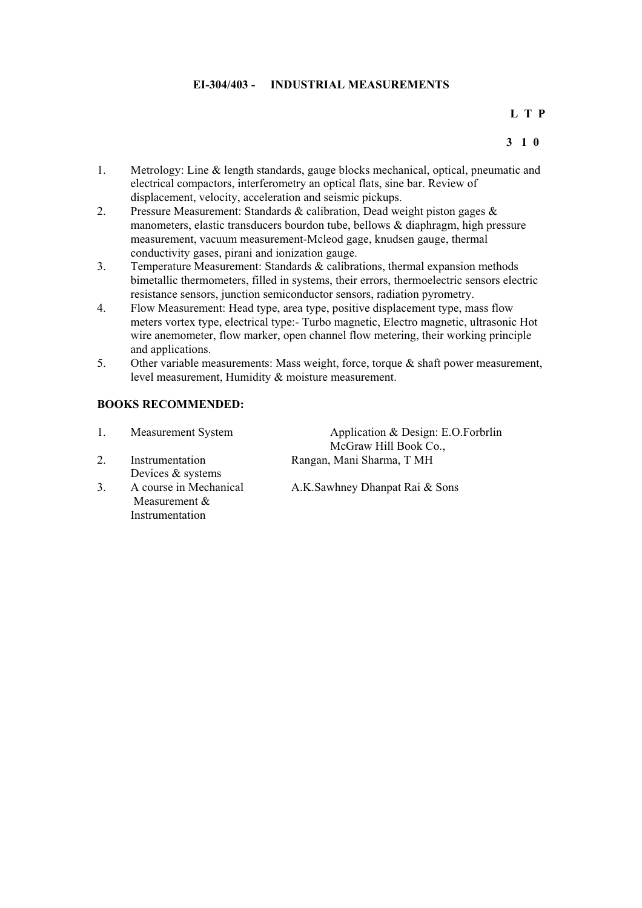**EI-304/403 - INDUSTRIAL MEASUREMENTS**

| L | T | P |
|---|---|---|
| 3 | 1 | 0 |

1. Metrology: Line & length standards, gauge blocks mechanical, optical, pneumatic and electrical compactors, interferometry an optical flats, sine bar. Review of displacement, velocity, acceleration and seismic pickups.
2. Pressure Measurement: Standards & calibration, Dead weight piston gages & manometers, elastic transducers bourdon tube, bellows & diaphragm, high pressure measurement, vacuum measurement-Mcleod gage, knudsen gauge, thermal conductivity gases, pirani and ionization gauge.
3. Temperature Measurement: Standards & calibrations, thermal expansion methods bimetallic thermometers, filled in systems, their errors, thermoelectric sensors electric resistance sensors, junction semiconductor sensors, radiation pyrometry.
4. Flow Measurement: Head type, area type, positive displacement type, mass flow meters vortex type, electrical type:- Turbo magnetic, Electro magnetic, ultrasonic Hot wire anemometer, flow marker, open channel flow metering, their working principle and applications.
5. Other variable measurements: Mass weight, force, torque & shaft power measurement, level measurement, Humidity & moisture measurement.

**BOOKS RECOMMENDED:**

1. Measurement System — Application & Design: E.O.Forbrlin McGraw Hill Book Co.,
2. Instrumentation Devices & systems — Rangan, Mani Sharma, T MH
3. A course in Mechanical Measurement & Instrumentation — A.K.Sawhney Dhanpat Rai & Sons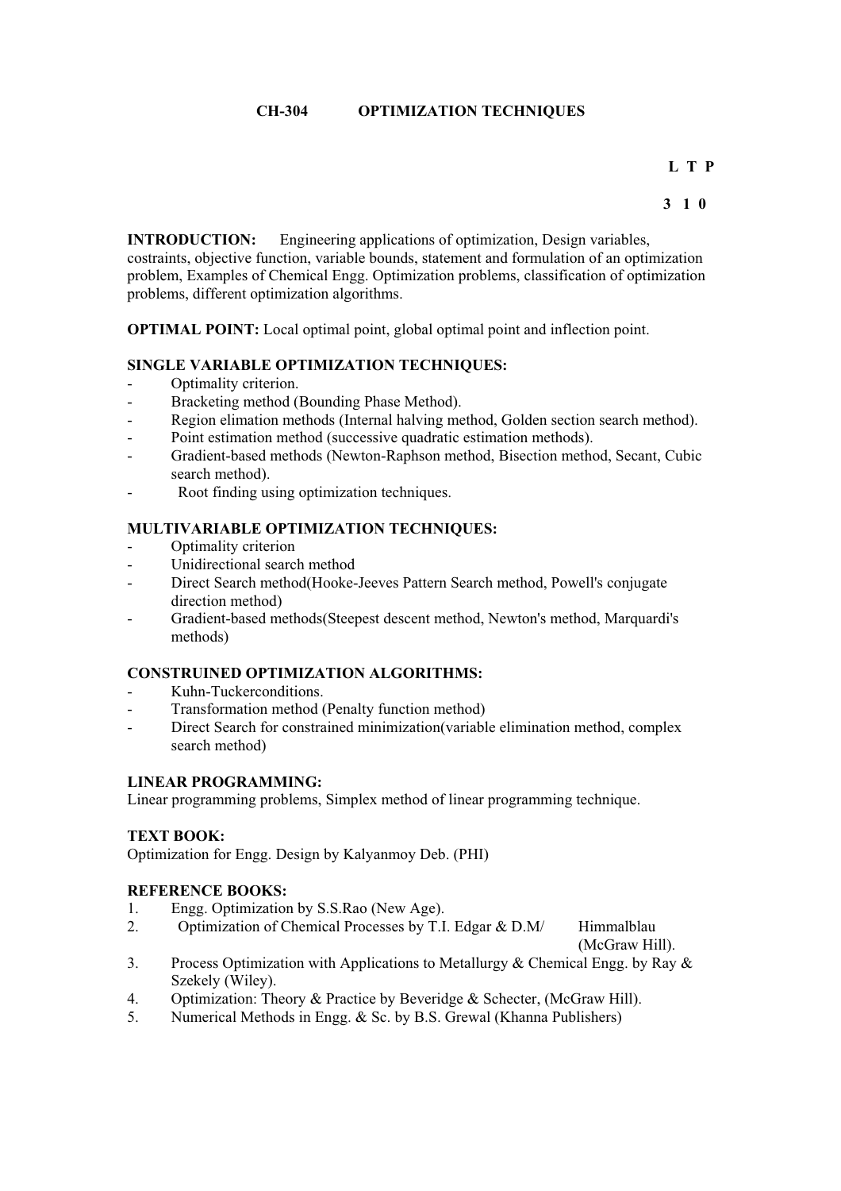# CH-304 OPTIMIZATION TECHNIQUES

| L | T | P |
|---|---|---|
| 3 | 1 | 0 |

**INTRODUCTION:** Engineering applications of optimization, Design variables, costraints, objective function, variable bounds, statement and formulation of an optimization problem, Examples of Chemical Engg. Optimization problems, classification of optimization problems, different optimization algorithms.

**OPTIMAL POINT:** Local optimal point, global optimal point and inflection point.

**SINGLE VARIABLE OPTIMIZATION TECHNIQUES:**

- Optimality criterion.
- Bracketing method (Bounding Phase Method).
- Region elimation methods (Internal halving method, Golden section search method).
- Point estimation method (successive quadratic estimation methods).
- Gradient-based methods (Newton-Raphson method, Bisection method, Secant, Cubic search method).
- Root finding using optimization techniques.

**MULTIVARIABLE OPTIMIZATION TECHNIQUES:**

- Optimality criterion
- Unidirectional search method
- Direct Search method(Hooke-Jeeves Pattern Search method, Powell's conjugate direction method)
- Gradient-based methods(Steepest descent method, Newton's method, Marquardi's methods)

**CONSTRUINED OPTIMIZATION ALGORITHMS:**

- Kuhn-Tuckerconditions.
- Transformation method (Penalty function method)
- Direct Search for constrained minimization(variable elimination method, complex search method)

**LINEAR PROGRAMMING:**
Linear programming problems, Simplex method of linear programming technique.

**TEXT BOOK:**
Optimization for Engg. Design by Kalyanmoy Deb. (PHI)

**REFERENCE BOOKS:**

1. Engg. Optimization by S.S.Rao (New Age).
2. Optimization of Chemical Processes by T.I. Edgar & D.M/ Himmalblau (McGraw Hill).
3. Process Optimization with Applications to Metallurgy & Chemical Engg. by Ray & Szekely (Wiley).
4. Optimization: Theory & Practice by Beveridge & Schecter, (McGraw Hill).
5. Numerical Methods in Engg. & Sc. by B.S. Grewal (Khanna Publishers)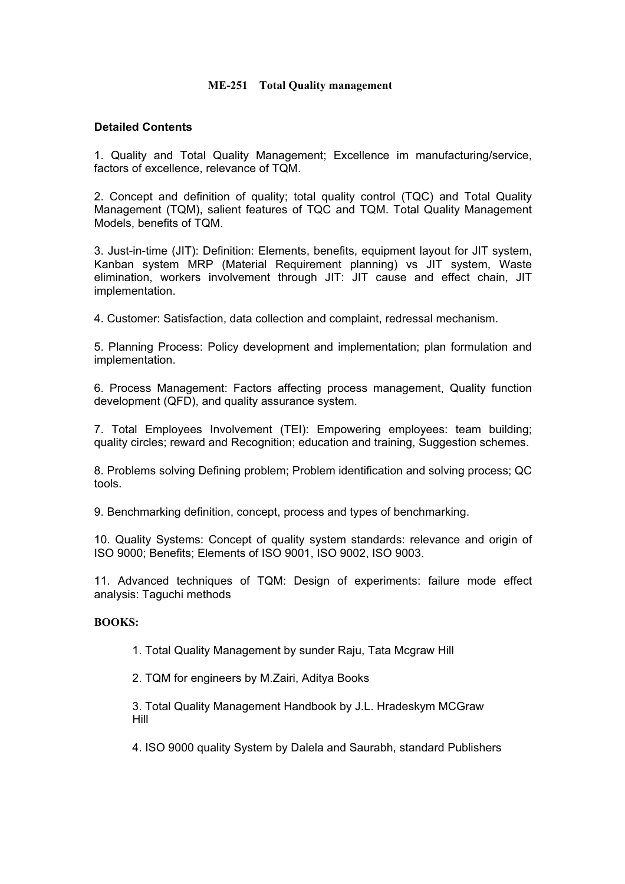# ME-251 Total Quality management

**Detailed Contents**

1. Quality and Total Quality Management; Excellence im manufacturing/service, factors of excellence, relevance of TQM.

2. Concept and definition of quality; total quality control (TQC) and Total Quality Management (TQM), salient features of TQC and TQM. Total Quality Management Models, benefits of TQM.

3. Just-in-time (JIT): Definition: Elements, benefits, equipment layout for JIT system, Kanban system MRP (Material Requirement planning) vs JIT system, Waste elimination, workers involvement through JIT: JIT cause and effect chain, JIT implementation.

4. Customer: Satisfaction, data collection and complaint, redressal mechanism.

5. Planning Process: Policy development and implementation; plan formulation and implementation.

6. Process Management: Factors affecting process management, Quality function development (QFD), and quality assurance system.

7. Total Employees Involvement (TEI): Empowering employees: team building; quality circles; reward and Recognition; education and training, Suggestion schemes.

8. Problems solving Defining problem; Problem identification and solving process; QC tools.

9. Benchmarking definition, concept, process and types of benchmarking.

10. Quality Systems: Concept of quality system standards: relevance and origin of ISO 9000; Benefits; Elements of ISO 9001, ISO 9002, ISO 9003.

11. Advanced techniques of TQM: Design of experiments: failure mode effect analysis: Taguchi methods

**BOOKS:**

1. Total Quality Management by sunder Raju, Tata Mcgraw Hill
2. TQM for engineers by M.Zairi, Aditya Books
3. Total Quality Management Handbook by J.L. Hradeskym MCGraw Hill
4. ISO 9000 quality System by Dalela and Saurabh, standard Publishers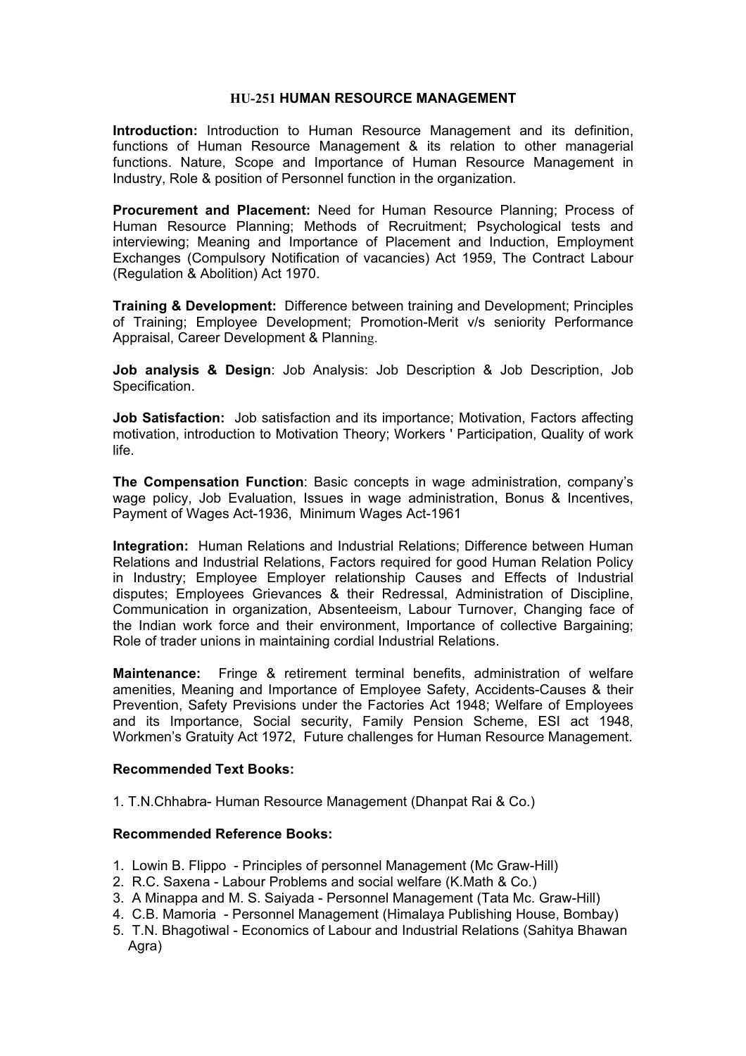# HU-251 HUMAN RESOURCE MANAGEMENT

**Introduction:** Introduction to Human Resource Management and its definition, functions of Human Resource Management & its relation to other managerial functions. Nature, Scope and Importance of Human Resource Management in Industry, Role & position of Personnel function in the organization.

**Procurement and Placement:** Need for Human Resource Planning; Process of Human Resource Planning; Methods of Recruitment; Psychological tests and interviewing; Meaning and Importance of Placement and Induction, Employment Exchanges (Compulsory Notification of vacancies) Act 1959, The Contract Labour (Regulation & Abolition) Act 1970.

**Training & Development:** Difference between training and Development; Principles of Training; Employee Development; Promotion-Merit v/s seniority Performance Appraisal, Career Development & Planning.

**Job analysis & Design**: Job Analysis: Job Description & Job Description, Job Specification.

**Job Satisfaction:** Job satisfaction and its importance; Motivation, Factors affecting motivation, introduction to Motivation Theory; Workers ' Participation, Quality of work life.

**The Compensation Function**: Basic concepts in wage administration, company's wage policy, Job Evaluation, Issues in wage administration, Bonus & Incentives, Payment of Wages Act-1936, Minimum Wages Act-1961

**Integration:** Human Relations and Industrial Relations; Difference between Human Relations and Industrial Relations, Factors required for good Human Relation Policy in Industry; Employee Employer relationship Causes and Effects of Industrial disputes; Employees Grievances & their Redressal, Administration of Discipline, Communication in organization, Absenteeism, Labour Turnover, Changing face of the Indian work force and their environment, Importance of collective Bargaining; Role of trader unions in maintaining cordial Industrial Relations.

**Maintenance:** Fringe & retirement terminal benefits, administration of welfare amenities, Meaning and Importance of Employee Safety, Accidents-Causes & their Prevention, Safety Previsions under the Factories Act 1948; Welfare of Employees and its Importance, Social security, Family Pension Scheme, ESI act 1948, Workmen's Gratuity Act 1972, Future challenges for Human Resource Management.

**Recommended Text Books:**

1. T.N.Chhabra- Human Resource Management (Dhanpat Rai & Co.)

**Recommended Reference Books:**

1. Lowin B. Flippo - Principles of personnel Management (Mc Graw-Hill)
2. R.C. Saxena - Labour Problems and social welfare (K.Math & Co.)
3. A Minappa and M. S. Saiyada - Personnel Management (Tata Mc. Graw-Hill)
4. C.B. Mamoria - Personnel Management (Himalaya Publishing House, Bombay)
5. T.N. Bhagotiwal - Economics of Labour and Industrial Relations (Sahitya Bhawan Agra)